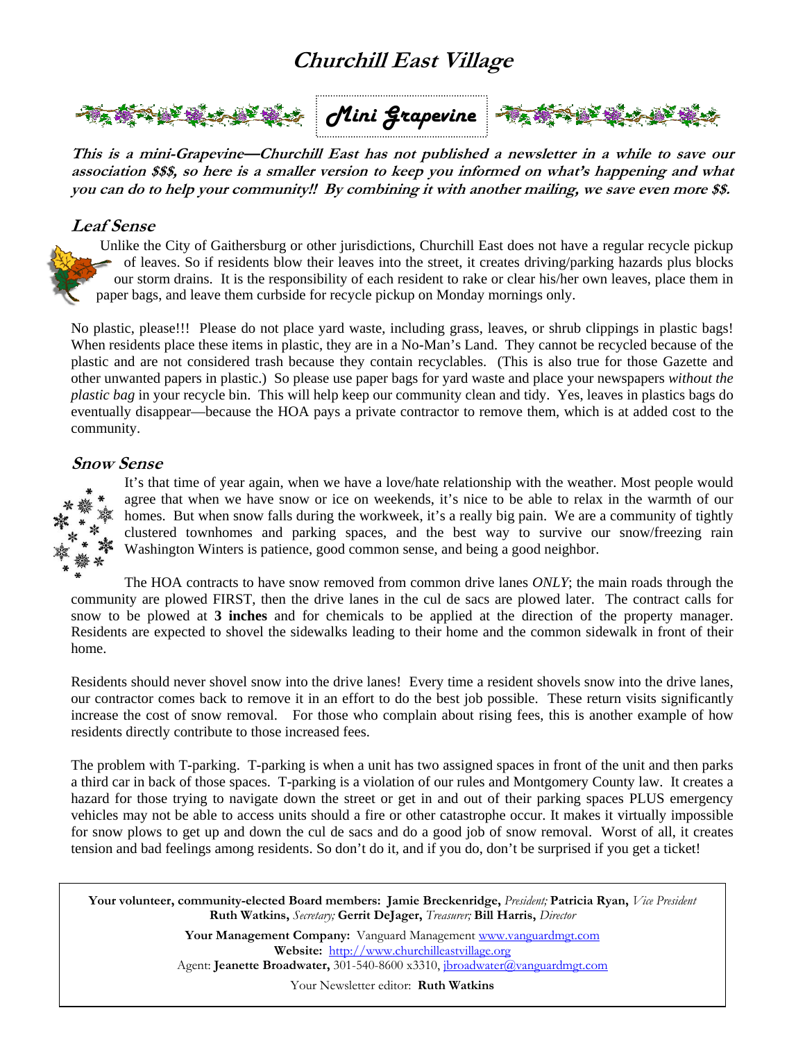# Churchill East Village

## Mini Grapevine

***This is a mini-Grapevine—Churchill East has not published a newsletter in a while to save our association $$$, so here is a smaller version to keep you informed on what's happening and what you can do to help your community!! By combining it with another mailing, we save even more $$.***

### Leaf Sense

Unlike the City of Gaithersburg or other jurisdictions, Churchill East does not have a regular recycle pickup of leaves. So if residents blow their leaves into the street, it creates driving/parking hazards plus blocks our storm drains. It is the responsibility of each resident to rake or clear his/her own leaves, place them in paper bags, and leave them curbside for recycle pickup on Monday mornings only.

No plastic, please!!! Please do not place yard waste, including grass, leaves, or shrub clippings in plastic bags! When residents place these items in plastic, they are in a No-Man's Land. They cannot be recycled because of the plastic and are not considered trash because they contain recyclables. (This is also true for those Gazette and other unwanted papers in plastic.) So please use paper bags for yard waste and place your newspapers *without the plastic bag* in your recycle bin. This will help keep our community clean and tidy. Yes, leaves in plastics bags do eventually disappear—because the HOA pays a private contractor to remove them, which is at added cost to the community.

### Snow Sense

It's that time of year again, when we have a love/hate relationship with the weather. Most people would agree that when we have snow or ice on weekends, it's nice to be able to relax in the warmth of our homes. But when snow falls during the workweek, it's a really big pain. We are a community of tightly clustered townhomes and parking spaces, and the best way to survive our snow/freezing rain Washington Winters is patience, good common sense, and being a good neighbor.

The HOA contracts to have snow removed from common drive lanes *ONLY*; the main roads through the community are plowed FIRST, then the drive lanes in the cul de sacs are plowed later. The contract calls for snow to be plowed at **3 inches** and for chemicals to be applied at the direction of the property manager. Residents are expected to shovel the sidewalks leading to their home and the common sidewalk in front of their home.

Residents should never shovel snow into the drive lanes! Every time a resident shovels snow into the drive lanes, our contractor comes back to remove it in an effort to do the best job possible. These return visits significantly increase the cost of snow removal. For those who complain about rising fees, this is another example of how residents directly contribute to those increased fees.

The problem with T-parking. T-parking is when a unit has two assigned spaces in front of the unit and then parks a third car in back of those spaces. T-parking is a violation of our rules and Montgomery County law. It creates a hazard for those trying to navigate down the street or get in and out of their parking spaces PLUS emergency vehicles may not be able to access units should a fire or other catastrophe occur. It makes it virtually impossible for snow plows to get up and down the cul de sacs and do a good job of snow removal. Worst of all, it creates tension and bad feelings among residents. So don't do it, and if you do, don't be surprised if you get a ticket!

---

**Your volunteer, community-elected Board members: Jamie Breckenridge,** *President;* **Patricia Ryan,** *Vice President* **Ruth Watkins,** *Secretary;* **Gerrit DeJager,** *Treasurer;* **Bill Harris,** *Director*

**Your Management Company:** Vanguard Management www.vanguardmgt.com
**Website:** http://www.churchilleastvillage.org
Agent: **Jeanette Broadwater,** 301-540-8600 x3310, jbroadwater@vanguardmgt.com

Your Newsletter editor: **Ruth Watkins**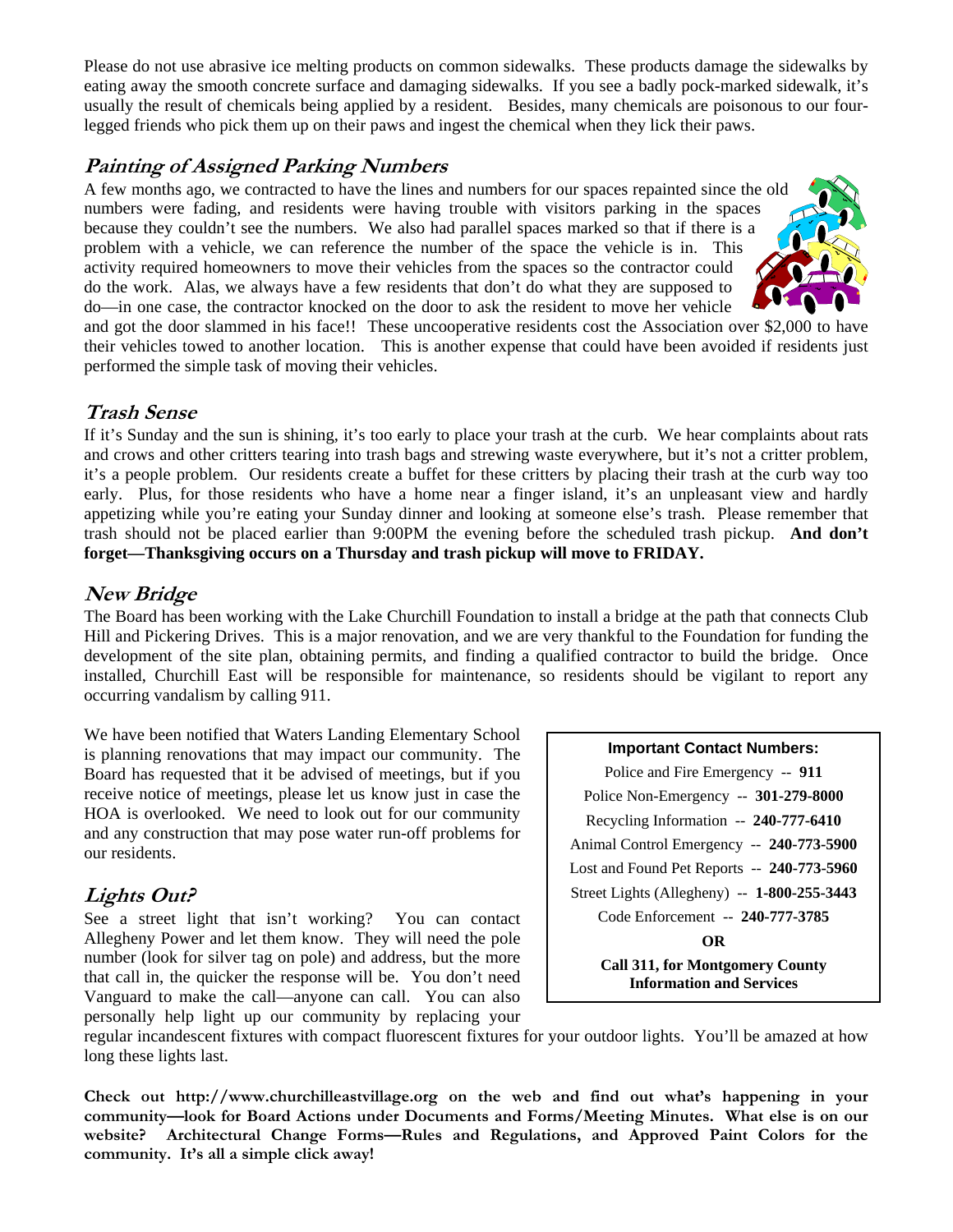Please do not use abrasive ice melting products on common sidewalks. These products damage the sidewalks by eating away the smooth concrete surface and damaging sidewalks. If you see a badly pock-marked sidewalk, it's usually the result of chemicals being applied by a resident. Besides, many chemicals are poisonous to our four-legged friends who pick them up on their paws and ingest the chemical when they lick their paws.

## *Painting of Assigned Parking Numbers*

A few months ago, we contracted to have the lines and numbers for our spaces repainted since the old numbers were fading, and residents were having trouble with visitors parking in the spaces because they couldn't see the numbers. We also had parallel spaces marked so that if there is a problem with a vehicle, we can reference the number of the space the vehicle is in. This activity required homeowners to move their vehicles from the spaces so the contractor could do the work. Alas, we always have a few residents that don't do what they are supposed to do—in one case, the contractor knocked on the door to ask the resident to move her vehicle and got the door slammed in his face!! These uncooperative residents cost the Association over $2,000 to have their vehicles towed to another location. This is another expense that could have been avoided if residents just performed the simple task of moving their vehicles.

## *Trash Sense*

If it's Sunday and the sun is shining, it's too early to place your trash at the curb. We hear complaints about rats and crows and other critters tearing into trash bags and strewing waste everywhere, but it's not a critter problem, it's a people problem. Our residents create a buffet for these critters by placing their trash at the curb way too early. Plus, for those residents who have a home near a finger island, it's an unpleasant view and hardly appetizing while you're eating your Sunday dinner and looking at someone else's trash. Please remember that trash should not be placed earlier than 9:00PM the evening before the scheduled trash pickup. **And don't forget—Thanksgiving occurs on a Thursday and trash pickup will move to FRIDAY.**

## *New Bridge*

The Board has been working with the Lake Churchill Foundation to install a bridge at the path that connects Club Hill and Pickering Drives. This is a major renovation, and we are very thankful to the Foundation for funding the development of the site plan, obtaining permits, and finding a qualified contractor to build the bridge. Once installed, Churchill East will be responsible for maintenance, so residents should be vigilant to report any occurring vandalism by calling 911.

We have been notified that Waters Landing Elementary School is planning renovations that may impact our community. The Board has requested that it be advised of meetings, but if you receive notice of meetings, please let us know just in case the HOA is overlooked. We need to look out for our community and any construction that may pose water run-off problems for our residents.

## *Lights Out?*

See a street light that isn't working? You can contact Allegheny Power and let them know. They will need the pole number (look for silver tag on pole) and address, but the more that call in, the quicker the response will be. You don't need Vanguard to make the call—anyone can call. You can also personally help light up our community by replacing your regular incandescent fixtures with compact fluorescent fixtures for your outdoor lights. You'll be amazed at how long these lights last.

**Important Contact Numbers:**

Police and Fire Emergency -- **911**

Police Non-Emergency -- **301-279-8000**

Recycling Information -- **240-777-6410**

Animal Control Emergency -- **240-773-5900**

Lost and Found Pet Reports -- **240-773-5960**

Street Lights (Allegheny) -- **1-800-255-3443**

Code Enforcement -- **240-777-3785**

**OR**

**Call 311, for Montgomery County Information and Services**

**Check out http://www.churchilleastvillage.org on the web and find out what's happening in your community—look for Board Actions under Documents and Forms/Meeting Minutes. What else is on our website? Architectural Change Forms—Rules and Regulations, and Approved Paint Colors for the community. It's all a simple click away!**